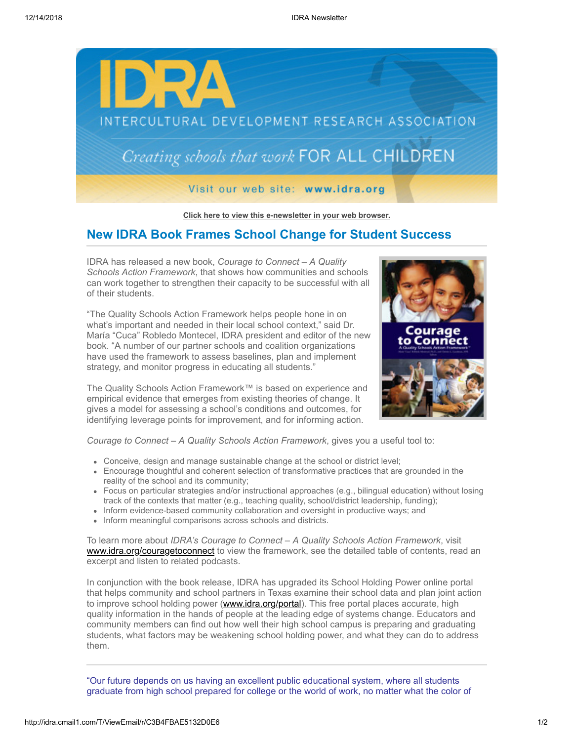# IDRA

INTERCULTURAL DEVELOPMENT RESEARCH ASSOCIATION

*Creating schools that work* FOR ALL CHILDREN

Visit our web site: **www.idra.org**

**Click here to view this e-newsletter in your web browser.**

## New IDRA Book Frames School Change for Student Success

IDRA has released a new book, *Courage to Connect – A Quality Schools Action Framework*, that shows how communities and schools can work together to strengthen their capacity to be successful with all of their students.

"The Quality Schools Action Framework helps people hone in on what's important and needed in their local school context," said Dr. María "Cuca" Robledo Montecel, IDRA president and editor of the new book. "A number of our partner schools and coalition organizations have used the framework to assess baselines, plan and implement strategy, and monitor progress in educating all students."

The Quality Schools Action Framework™ is based on experience and empirical evidence that emerges from existing theories of change. It gives a model for assessing a school's conditions and outcomes, for identifying leverage points for improvement, and for informing action.

*Courage to Connect – A Quality Schools Action Framework*, gives you a useful tool to:

- Conceive, design and manage sustainable change at the school or district level;
- Encourage thoughtful and coherent selection of transformative practices that are grounded in the reality of the school and its community;
- Focus on particular strategies and/or instructional approaches (e.g., bilingual education) without losing track of the contexts that matter (e.g., teaching quality, school/district leadership, funding);
- Inform evidence-based community collaboration and oversight in productive ways; and
- Inform meaningful comparisons across schools and districts.

To learn more about *IDRA's Courage to Connect – A Quality Schools Action Framework*, visit www.idra.org/couragetoconnect to view the framework, see the detailed table of contents, read an excerpt and listen to related podcasts.

In conjunction with the book release, IDRA has upgraded its School Holding Power online portal that helps community and school partners in Texas examine their school data and plan joint action to improve school holding power (www.idra.org/portal). This free portal places accurate, high quality information in the hands of people at the leading edge of systems change. Educators and community members can find out how well their high school campus is preparing and graduating students, what factors may be weakening school holding power, and what they can do to address them.

---

"Our future depends on us having an excellent public educational system, where all students graduate from high school prepared for college or the world of work, no matter what the color of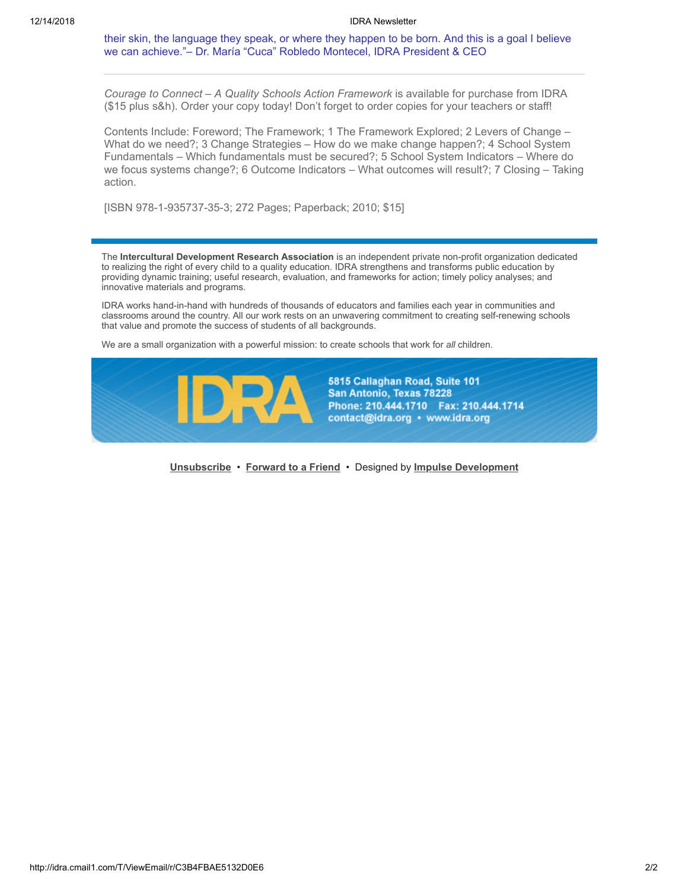their skin, the language they speak, or where they happen to be born. And this is a goal I believe we can achieve."– Dr. María "Cuca" Robledo Montecel, IDRA President & CEO

---

*Courage to Connect – A Quality Schools Action Framework* is available for purchase from IDRA ($15 plus s&h). Order your copy today! Don't forget to order copies for your teachers or staff!

Contents Include: Foreword; The Framework; 1 The Framework Explored; 2 Levers of Change – What do we need?; 3 Change Strategies – How do we make change happen?; 4 School System Fundamentals – Which fundamentals must be secured?; 5 School System Indicators – Where do we focus systems change?; 6 Outcome Indicators – What outcomes will result?; 7 Closing – Taking action.

[ISBN 978-1-935737-35-3; 272 Pages; Paperback; 2010; $15]

---

The **Intercultural Development Research Association** is an independent private non-profit organization dedicated to realizing the right of every child to a quality education. IDRA strengthens and transforms public education by providing dynamic training; useful research, evaluation, and frameworks for action; timely policy analyses; and innovative materials and programs.

IDRA works hand-in-hand with hundreds of thousands of educators and families each year in communities and classrooms around the country. All our work rests on an unwavering commitment to creating self-renewing schools that value and promote the success of students of all backgrounds.

We are a small organization with a powerful mission: to create schools that work for *all* children.

IDRA
5815 Callaghan Road, Suite 101
San Antonio, Texas 78228
Phone: 210.444.1710 Fax: 210.444.1714
contact@idra.org • www.idra.org

**Unsubscribe** • **Forward to a Friend** • Designed by **Impulse Development**